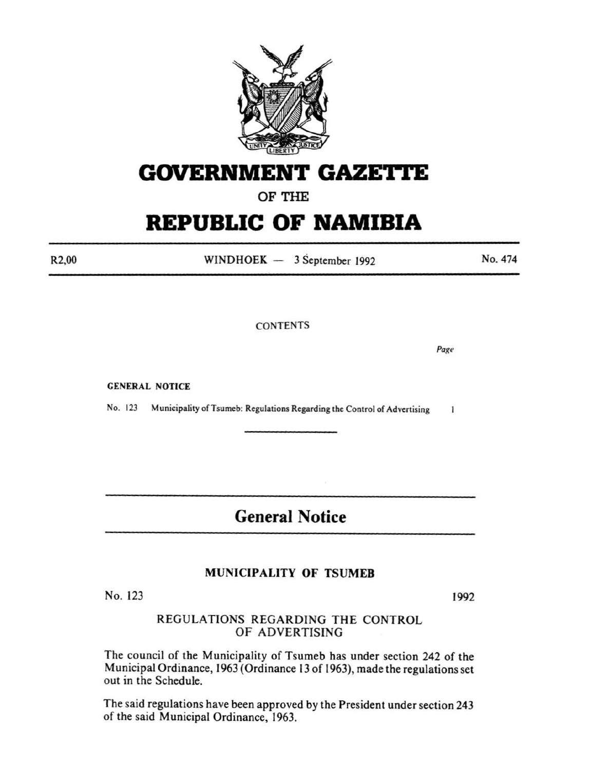# GOVERNMENT GAZETTE

OF THE

# REPUBLIC OF NAMIBIA

R2,00 WINDHOEK — 3 September 1992 No. 474

CONTENTS

*Page*

**GENERAL NOTICE**

No. 123 Municipality of Tsumeb: Regulations Regarding the Control of Advertising 1

## General Notice

### MUNICIPALITY OF TSUMEB

No. 123 1992

REGULATIONS REGARDING THE CONTROL OF ADVERTISING

The council of the Municipality of Tsumeb has under section 242 of the Municipal Ordinance, 1963 (Ordinance 13 of 1963), made the regulations set out in the Schedule.

The said regulations have been approved by the President under section 243 of the said Municipal Ordinance, 1963.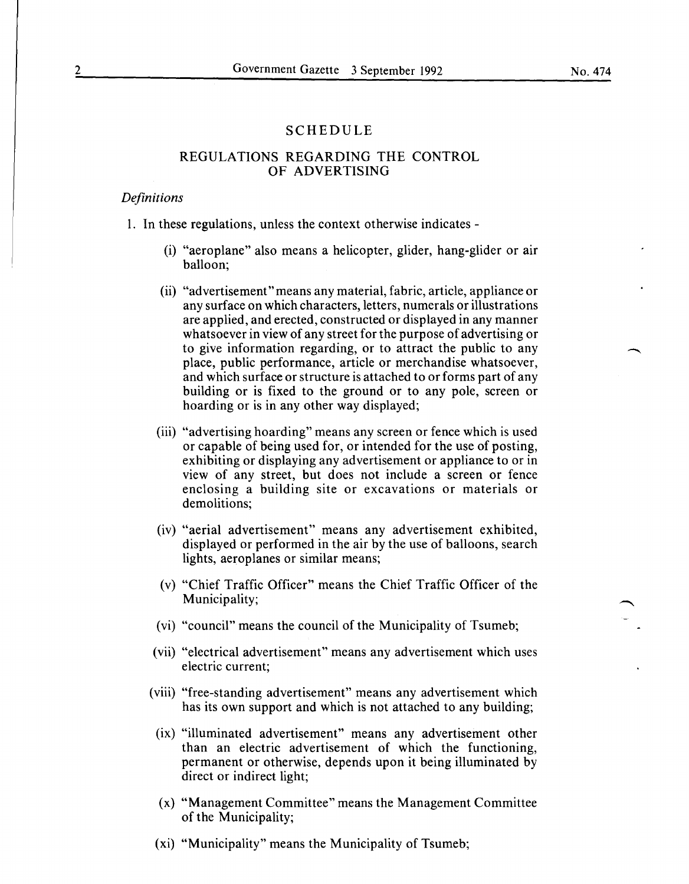## SCHEDULE

## REGULATIONS REGARDING THE CONTROL OF ADVERTISING

*Definitions*

1. In these regulations, unless the context otherwise indicates -

   (i) "aeroplane" also means a helicopter, glider, hang-glider or air balloon;

   (ii) "advertisement" means any material, fabric, article, appliance or any surface on which characters, letters, numerals or illustrations are applied, and erected, constructed or displayed in any manner whatsoever in view of any street for the purpose of advertising or to give information regarding, or to attract the public to any place, public performance, article or merchandise whatsoever, and which surface or structure is attached to or forms part of any building or is fixed to the ground or to any pole, screen or hoarding or is in any other way displayed;

   (iii) "advertising hoarding" means any screen or fence which is used or capable of being used for, or intended for the use of posting, exhibiting or displaying any advertisement or appliance to or in view of any street, but does not include a screen or fence enclosing a building site or excavations or materials or demolitions;

   (iv) "aerial advertisement" means any advertisement exhibited, displayed or performed in the air by the use of balloons, search lights, aeroplanes or similar means;

   (v) "Chief Traffic Officer" means the Chief Traffic Officer of the Municipality;

   (vi) "council" means the council of the Municipality of Tsumeb;

   (vii) "electrical advertisement" means any advertisement which uses electric current;

   (viii) "free-standing advertisement" means any advertisement which has its own support and which is not attached to any building;

   (ix) "illuminated advertisement" means any advertisement other than an electric advertisement of which the functioning, permanent or otherwise, depends upon it being illuminated by direct or indirect light;

   (x) "Management Committee" means the Management Committee of the Municipality;

   (xi) "Municipality" means the Municipality of Tsumeb;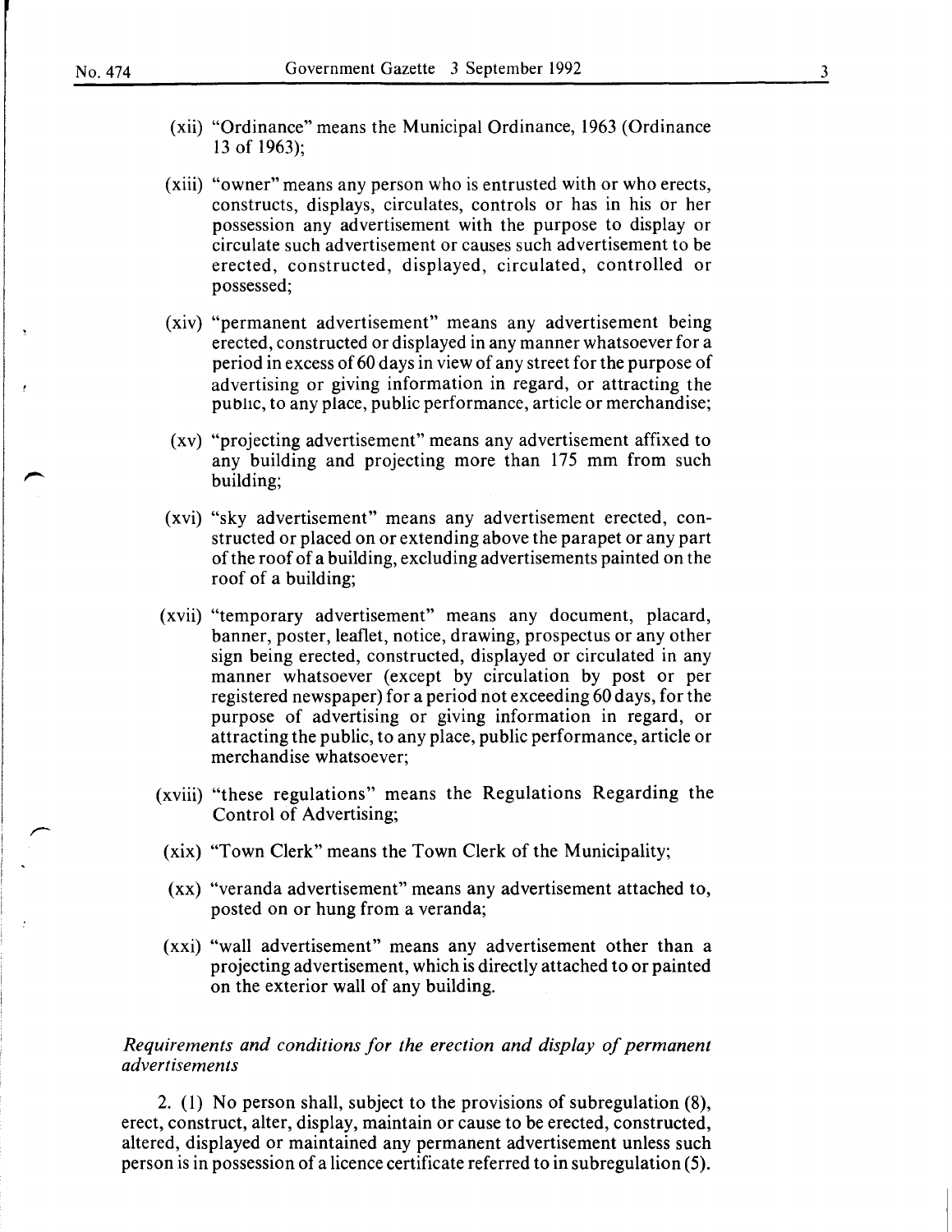(xii) "Ordinance" means the Municipal Ordinance, 1963 (Ordinance 13 of 1963);

(xiii) "owner" means any person who is entrusted with or who erects, constructs, displays, circulates, controls or has in his or her possession any advertisement with the purpose to display or circulate such advertisement or causes such advertisement to be erected, constructed, displayed, circulated, controlled or possessed;

(xiv) "permanent advertisement" means any advertisement being erected, constructed or displayed in any manner whatsoever for a period in excess of 60 days in view of any street for the purpose of advertising or giving information in regard, or attracting the public, to any place, public performance, article or merchandise;

(xv) "projecting advertisement" means any advertisement affixed to any building and projecting more than 175 mm from such building;

(xvi) "sky advertisement" means any advertisement erected, constructed or placed on or extending above the parapet or any part of the roof of a building, excluding advertisements painted on the roof of a building;

(xvii) "temporary advertisement" means any document, placard, banner, poster, leaflet, notice, drawing, prospectus or any other sign being erected, constructed, displayed or circulated in any manner whatsoever (except by circulation by post or per registered newspaper) for a period not exceeding 60 days, for the purpose of advertising or giving information in regard, or attracting the public, to any place, public performance, article or merchandise whatsoever;

(xviii) "these regulations" means the Regulations Regarding the Control of Advertising;

(xix) "Town Clerk" means the Town Clerk of the Municipality;

(xx) "veranda advertisement" means any advertisement attached to, posted on or hung from a veranda;

(xxi) "wall advertisement" means any advertisement other than a projecting advertisement, which is directly attached to or painted on the exterior wall of any building.

*Requirements and conditions for the erection and display of permanent advertisements*

2. (1) No person shall, subject to the provisions of subregulation (8), erect, construct, alter, display, maintain or cause to be erected, constructed, altered, displayed or maintained any permanent advertisement unless such person is in possession of a licence certificate referred to in subregulation (5).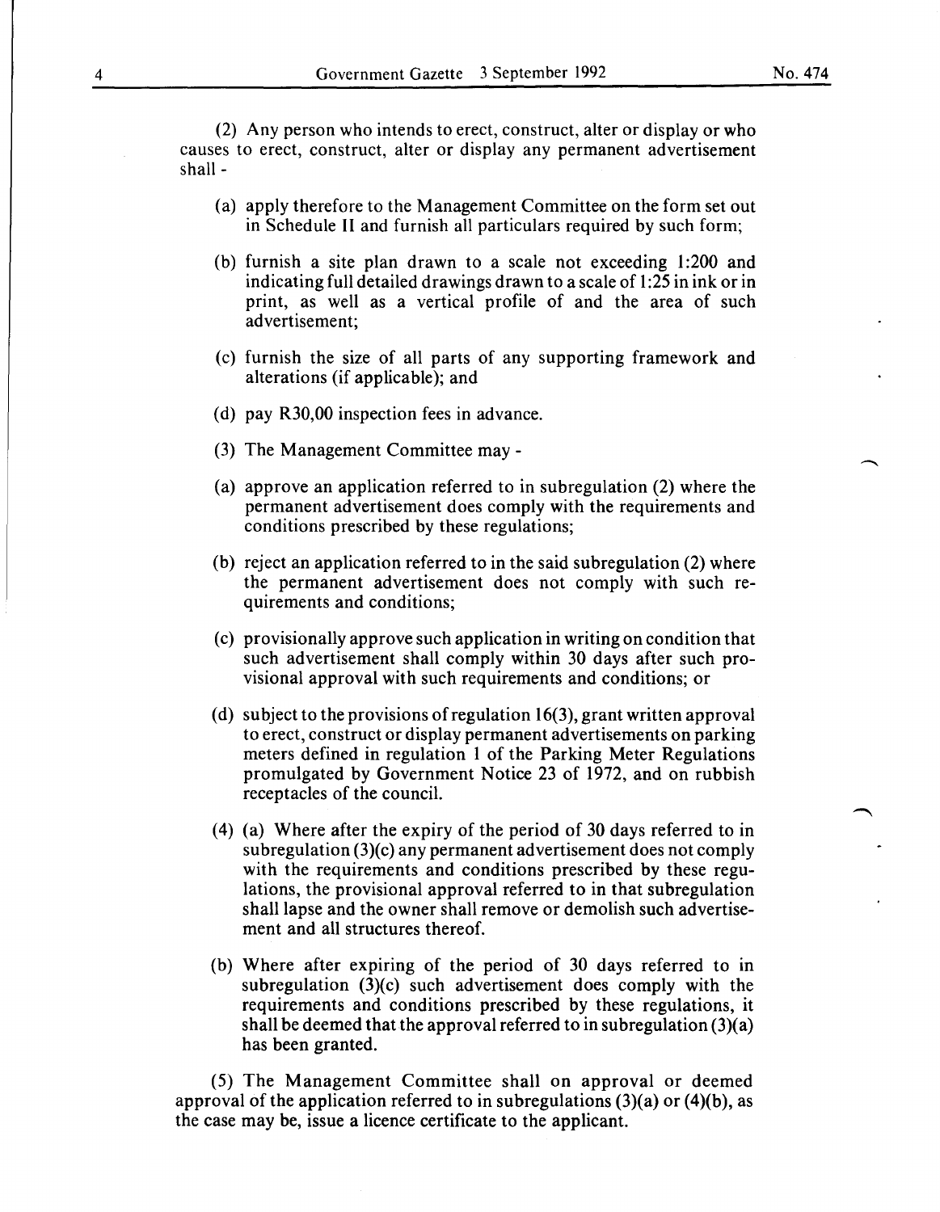(2) Any person who intends to erect, construct, alter or display or who causes to erect, construct, alter or display any permanent advertisement shall -

(a) apply therefore to the Management Committee on the form set out in Schedule II and furnish all particulars required by such form;

(b) furnish a site plan drawn to a scale not exceeding 1:200 and indicating full detailed drawings drawn to a scale of 1:25 in ink or in print, as well as a vertical profile of and the area of such advertisement;

(c) furnish the size of all parts of any supporting framework and alterations (if applicable); and

(d) pay R30,00 inspection fees in advance.

(3) The Management Committee may -

(a) approve an application referred to in subregulation (2) where the permanent advertisement does comply with the requirements and conditions prescribed by these regulations;

(b) reject an application referred to in the said subregulation (2) where the permanent advertisement does not comply with such requirements and conditions;

(c) provisionally approve such application in writing on condition that such advertisement shall comply within 30 days after such provisional approval with such requirements and conditions; or

(d) subject to the provisions of regulation 16(3), grant written approval to erect, construct or display permanent advertisements on parking meters defined in regulation 1 of the Parking Meter Regulations promulgated by Government Notice 23 of 1972, and on rubbish receptacles of the council.

(4) (a) Where after the expiry of the period of 30 days referred to in subregulation (3)(c) any permanent advertisement does not comply with the requirements and conditions prescribed by these regulations, the provisional approval referred to in that subregulation shall lapse and the owner shall remove or demolish such advertisement and all structures thereof.

(b) Where after expiring of the period of 30 days referred to in subregulation (3)(c) such advertisement does comply with the requirements and conditions prescribed by these regulations, it shall be deemed that the approval referred to in subregulation (3)(a) has been granted.

(5) The Management Committee shall on approval or deemed approval of the application referred to in subregulations (3)(a) or (4)(b), as the case may be, issue a licence certificate to the applicant.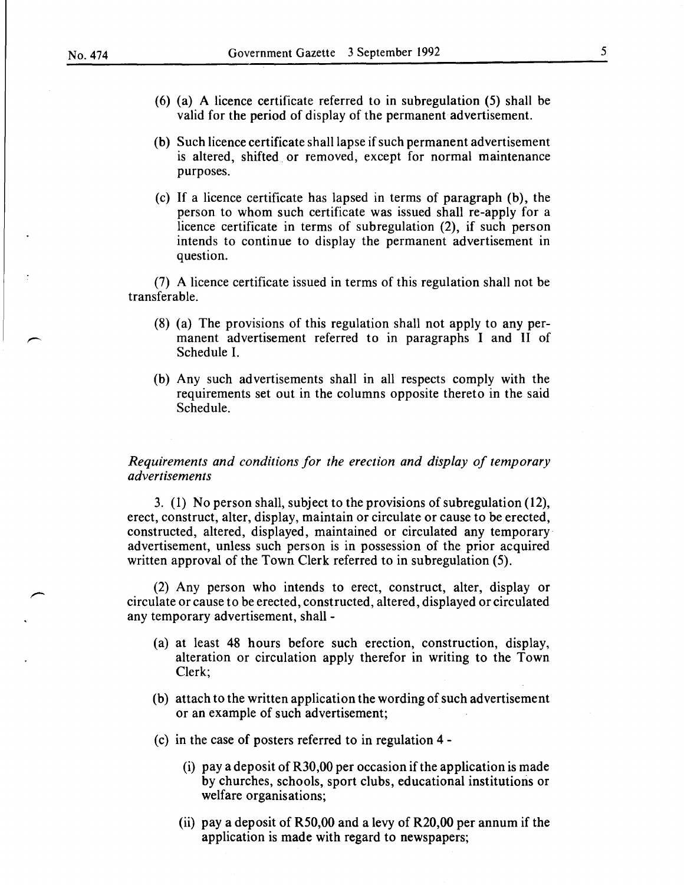(6) (a) A licence certificate referred to in subregulation (5) shall be valid for the period of display of the permanent advertisement.

(b) Such licence certificate shall lapse if such permanent advertisement is altered, shifted or removed, except for normal maintenance purposes.

(c) If a licence certificate has lapsed in terms of paragraph (b), the person to whom such certificate was issued shall re-apply for a licence certificate in terms of subregulation (2), if such person intends to continue to display the permanent advertisement in question.

(7) A licence certificate issued in terms of this regulation shall not be transferable.

(8) (a) The provisions of this regulation shall not apply to any permanent advertisement referred to in paragraphs I and II of Schedule I.

(b) Any such advertisements shall in all respects comply with the requirements set out in the columns opposite thereto in the said Schedule.

*Requirements and conditions for the erection and display of temporary advertisements*

3. (1) No person shall, subject to the provisions of subregulation (12), erect, construct, alter, display, maintain or circulate or cause to be erected, constructed, altered, displayed, maintained or circulated any temporary advertisement, unless such person is in possession of the prior acquired written approval of the Town Clerk referred to in subregulation (5).

(2) Any person who intends to erect, construct, alter, display or circulate or cause to be erected, constructed, altered, displayed or circulated any temporary advertisement, shall -

(a) at least 48 hours before such erection, construction, display, alteration or circulation apply therefor in writing to the Town Clerk;

(b) attach to the written application the wording of such advertisement or an example of such advertisement;

(c) in the case of posters referred to in regulation 4 -

(i) pay a deposit of R30,00 per occasion if the application is made by churches, schools, sport clubs, educational institutions or welfare organisations;

(ii) pay a deposit of R50,00 and a levy of R20,00 per annum if the application is made with regard to newspapers;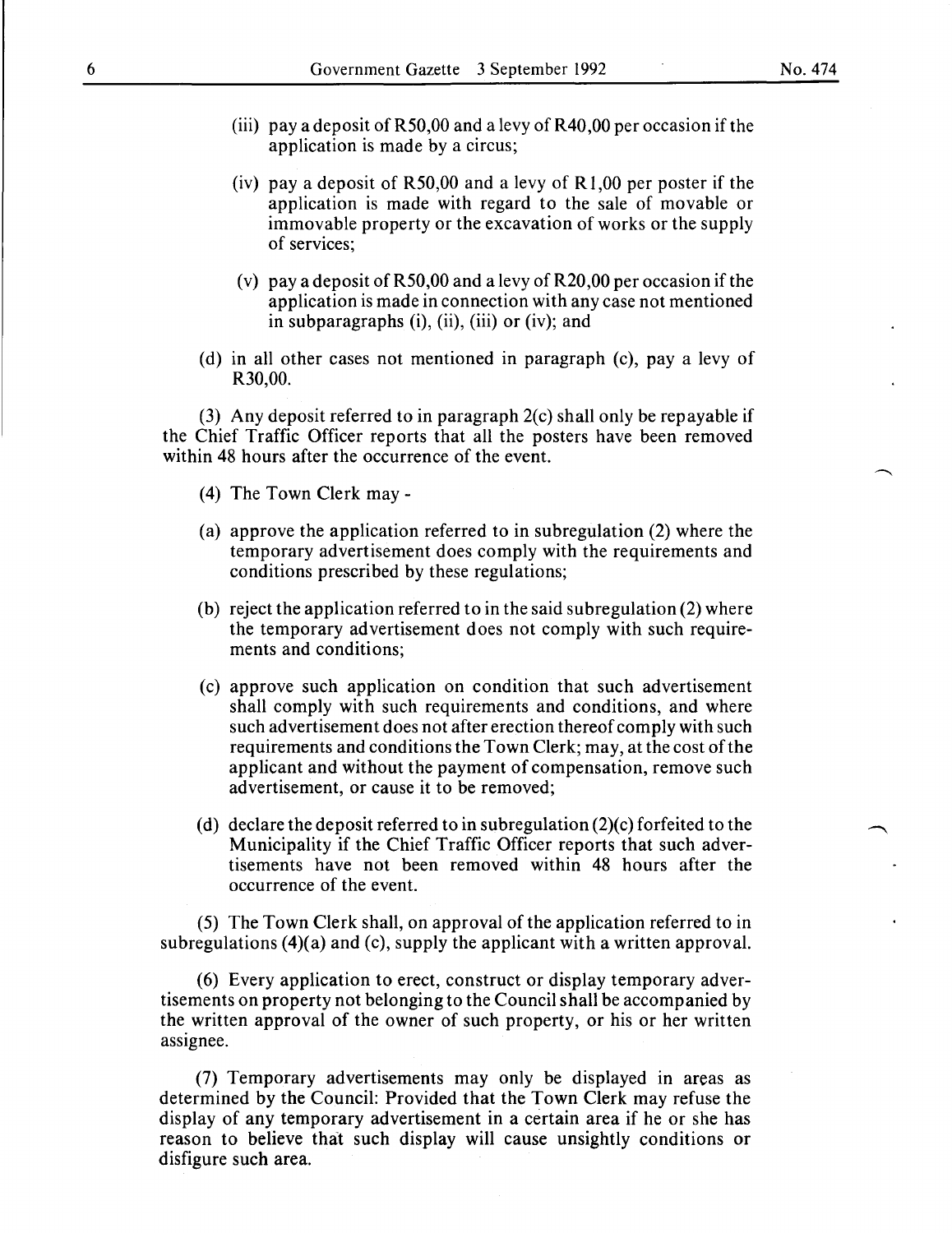(iii) pay a deposit of R50,00 and a levy of R40,00 per occasion if the application is made by a circus;

(iv) pay a deposit of R50,00 and a levy of R1,00 per poster if the application is made with regard to the sale of movable or immovable property or the excavation of works or the supply of services;

(v) pay a deposit of R50,00 and a levy of R20,00 per occasion if the application is made in connection with any case not mentioned in subparagraphs (i), (ii), (iii) or (iv); and

(d) in all other cases not mentioned in paragraph (c), pay a levy of R30,00.

(3) Any deposit referred to in paragraph 2(c) shall only be repayable if the Chief Traffic Officer reports that all the posters have been removed within 48 hours after the occurrence of the event.

(4) The Town Clerk may -

(a) approve the application referred to in subregulation (2) where the temporary advertisement does comply with the requirements and conditions prescribed by these regulations;

(b) reject the application referred to in the said subregulation (2) where the temporary advertisement does not comply with such requirements and conditions;

(c) approve such application on condition that such advertisement shall comply with such requirements and conditions, and where such advertisement does not after erection thereof comply with such requirements and conditions the Town Clerk; may, at the cost of the applicant and without the payment of compensation, remove such advertisement, or cause it to be removed;

(d) declare the deposit referred to in subregulation (2)(c) forfeited to the Municipality if the Chief Traffic Officer reports that such advertisements have not been removed within 48 hours after the occurrence of the event.

(5) The Town Clerk shall, on approval of the application referred to in subregulations (4)(a) and (c), supply the applicant with a written approval.

(6) Every application to erect, construct or display temporary advertisements on property not belonging to the Council shall be accompanied by the written approval of the owner of such property, or his or her written assignee.

(7) Temporary advertisements may only be displayed in areas as determined by the Council: Provided that the Town Clerk may refuse the display of any temporary advertisement in a certain area if he or she has reason to believe that such display will cause unsightly conditions or disfigure such area.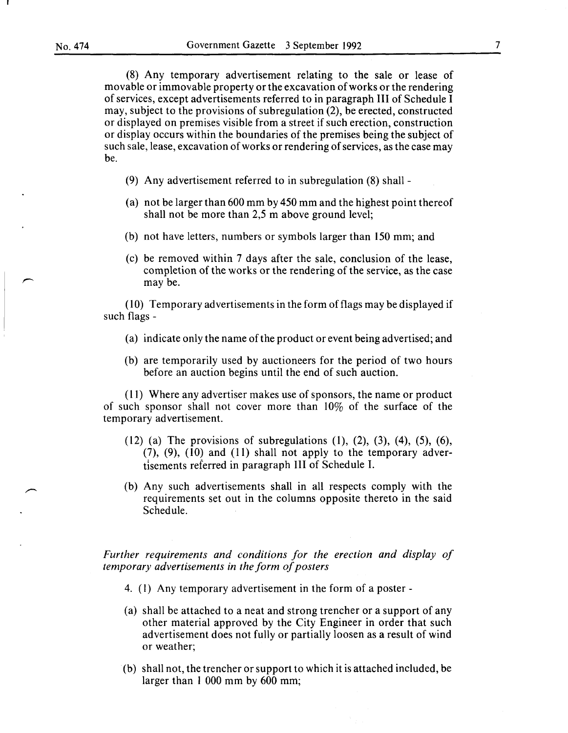(8) Any temporary advertisement relating to the sale or lease of movable or immovable property or the excavation of works or the rendering of services, except advertisements referred to in paragraph III of Schedule I may, subject to the provisions of subregulation (2), be erected, constructed or displayed on premises visible from a street if such erection, construction or display occurs within the boundaries of the premises being the subject of such sale, lease, excavation of works or rendering of services, as the case may be.

(9) Any advertisement referred to in subregulation (8) shall -

(a) not be larger than 600 mm by 450 mm and the highest point thereof shall not be more than 2,5 m above ground level;

(b) not have letters, numbers or symbols larger than 150 mm; and

(c) be removed within 7 days after the sale, conclusion of the lease, completion of the works or the rendering of the service, as the case may be.

(10) Temporary advertisements in the form of flags may be displayed if such flags -

(a) indicate only the name of the product or event being advertised; and

(b) are temporarily used by auctioneers for the period of two hours before an auction begins until the end of such auction.

(11) Where any advertiser makes use of sponsors, the name or product of such sponsor shall not cover more than 10% of the surface of the temporary advertisement.

(12) (a) The provisions of subregulations (1), (2), (3), (4), (5), (6), (7), (9), (10) and (11) shall not apply to the temporary advertisements referred in paragraph III of Schedule I.

(b) Any such advertisements shall in all respects comply with the requirements set out in the columns opposite thereto in the said Schedule.

*Further requirements and conditions for the erection and display of temporary advertisements in the form of posters*

4. (1) Any temporary advertisement in the form of a poster -

(a) shall be attached to a neat and strong trencher or a support of any other material approved by the City Engineer in order that such advertisement does not fully or partially loosen as a result of wind or weather;

(b) shall not, the trencher or support to which it is attached included, be larger than 1 000 mm by 600 mm;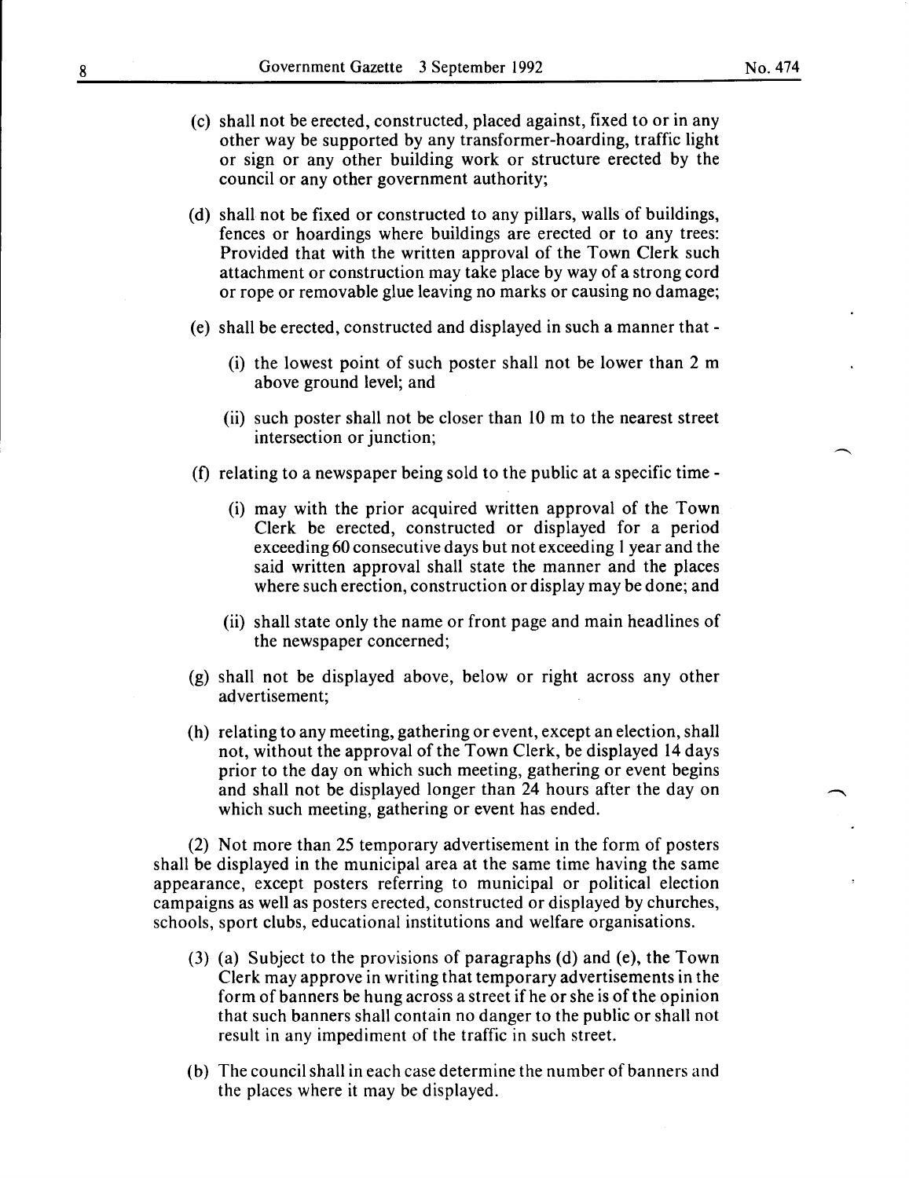(c) shall not be erected, constructed, placed against, fixed to or in any other way be supported by any transformer-hoarding, traffic light or sign or any other building work or structure erected by the council or any other government authority;

(d) shall not be fixed or constructed to any pillars, walls of buildings, fences or hoardings where buildings are erected or to any trees: Provided that with the written approval of the Town Clerk such attachment or construction may take place by way of a strong cord or rope or removable glue leaving no marks or causing no damage;

(e) shall be erected, constructed and displayed in such a manner that -

(i) the lowest point of such poster shall not be lower than 2 m above ground level; and

(ii) such poster shall not be closer than 10 m to the nearest street intersection or junction;

(f) relating to a newspaper being sold to the public at a specific time -

(i) may with the prior acquired written approval of the Town Clerk be erected, constructed or displayed for a period exceeding 60 consecutive days but not exceeding 1 year and the said written approval shall state the manner and the places where such erection, construction or display may be done; and

(ii) shall state only the name or front page and main headlines of the newspaper concerned;

(g) shall not be displayed above, below or right across any other advertisement;

(h) relating to any meeting, gathering or event, except an election, shall not, without the approval of the Town Clerk, be displayed 14 days prior to the day on which such meeting, gathering or event begins and shall not be displayed longer than 24 hours after the day on which such meeting, gathering or event has ended.

(2) Not more than 25 temporary advertisement in the form of posters shall be displayed in the municipal area at the same time having the same appearance, except posters referring to municipal or political election campaigns as well as posters erected, constructed or displayed by churches, schools, sport clubs, educational institutions and welfare organisations.

(3) (a) Subject to the provisions of paragraphs (d) and (e), the Town Clerk may approve in writing that temporary advertisements in the form of banners be hung across a street if he or she is of the opinion that such banners shall contain no danger to the public or shall not result in any impediment of the traffic in such street.

(b) The council shall in each case determine the number of banners and the places where it may be displayed.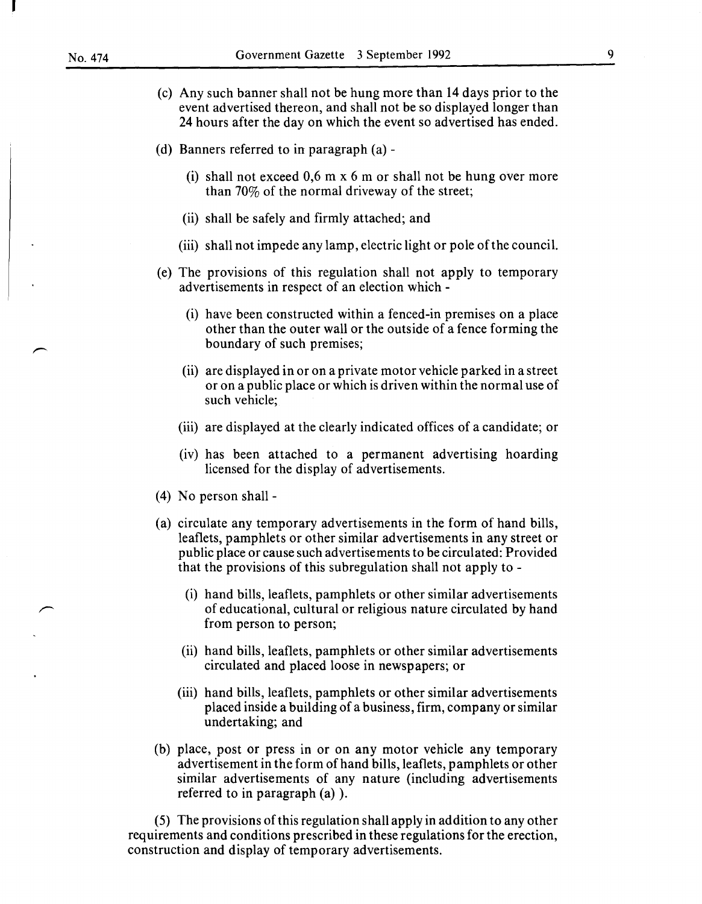(c) Any such banner shall not be hung more than 14 days prior to the event advertised thereon, and shall not be so displayed longer than 24 hours after the day on which the event so advertised has ended.

(d) Banners referred to in paragraph (a) -

(i) shall not exceed 0,6 m x 6 m or shall not be hung over more than 70% of the normal driveway of the street;

(ii) shall be safely and firmly attached; and

(iii) shall not impede any lamp, electric light or pole of the council.

(e) The provisions of this regulation shall not apply to temporary advertisements in respect of an election which -

(i) have been constructed within a fenced-in premises on a place other than the outer wall or the outside of a fence forming the boundary of such premises;

(ii) are displayed in or on a private motor vehicle parked in a street or on a public place or which is driven within the normal use of such vehicle;

(iii) are displayed at the clearly indicated offices of a candidate; or

(iv) has been attached to a permanent advertising hoarding licensed for the display of advertisements.

(4) No person shall -

(a) circulate any temporary advertisements in the form of hand bills, leaflets, pamphlets or other similar advertisements in any street or public place or cause such advertisements to be circulated: Provided that the provisions of this subregulation shall not apply to -

(i) hand bills, leaflets, pamphlets or other similar advertisements of educational, cultural or religious nature circulated by hand from person to person;

(ii) hand bills, leaflets, pamphlets or other similar advertisements circulated and placed loose in newspapers; or

(iii) hand bills, leaflets, pamphlets or other similar advertisements placed inside a building of a business, firm, company or similar undertaking; and

(b) place, post or press in or on any motor vehicle any temporary advertisement in the form of hand bills, leaflets, pamphlets or other similar advertisements of any nature (including advertisements referred to in paragraph (a) ).

(5) The provisions of this regulation shall apply in addition to any other requirements and conditions prescribed in these regulations for the erection, construction and display of temporary advertisements.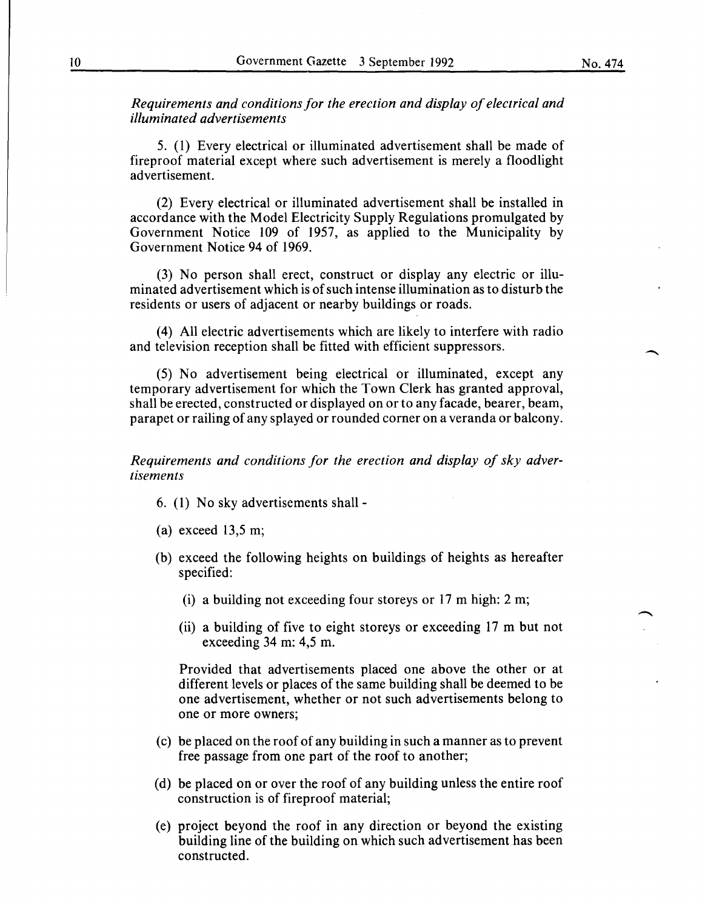*Requirements and conditions for the erection and display of electrical and illuminated advertisements*

5. (1) Every electrical or illuminated advertisement shall be made of fireproof material except where such advertisement is merely a floodlight advertisement.

(2) Every electrical or illuminated advertisement shall be installed in accordance with the Model Electricity Supply Regulations promulgated by Government Notice 109 of 1957, as applied to the Municipality by Government Notice 94 of 1969.

(3) No person shall erect, construct or display any electric or illuminated advertisement which is of such intense illumination as to disturb the residents or users of adjacent or nearby buildings or roads.

(4) All electric advertisements which are likely to interfere with radio and television reception shall be fitted with efficient suppressors.

(5) No advertisement being electrical or illuminated, except any temporary advertisement for which the Town Clerk has granted approval, shall be erected, constructed or displayed on or to any facade, bearer, beam, parapet or railing of any splayed or rounded corner on a veranda or balcony.

*Requirements and conditions for the erection and display of sky advertisements*

6. (1) No sky advertisements shall -

(a) exceed 13,5 m;

(b) exceed the following heights on buildings of heights as hereafter specified:

(i) a building not exceeding four storeys or 17 m high: 2 m;

(ii) a building of five to eight storeys or exceeding 17 m but not exceeding 34 m: 4,5 m.

Provided that advertisements placed one above the other or at different levels or places of the same building shall be deemed to be one advertisement, whether or not such advertisements belong to one or more owners;

(c) be placed on the roof of any building in such a manner as to prevent free passage from one part of the roof to another;

(d) be placed on or over the roof of any building unless the entire roof construction is of fireproof material;

(e) project beyond the roof in any direction or beyond the existing building line of the building on which such advertisement has been constructed.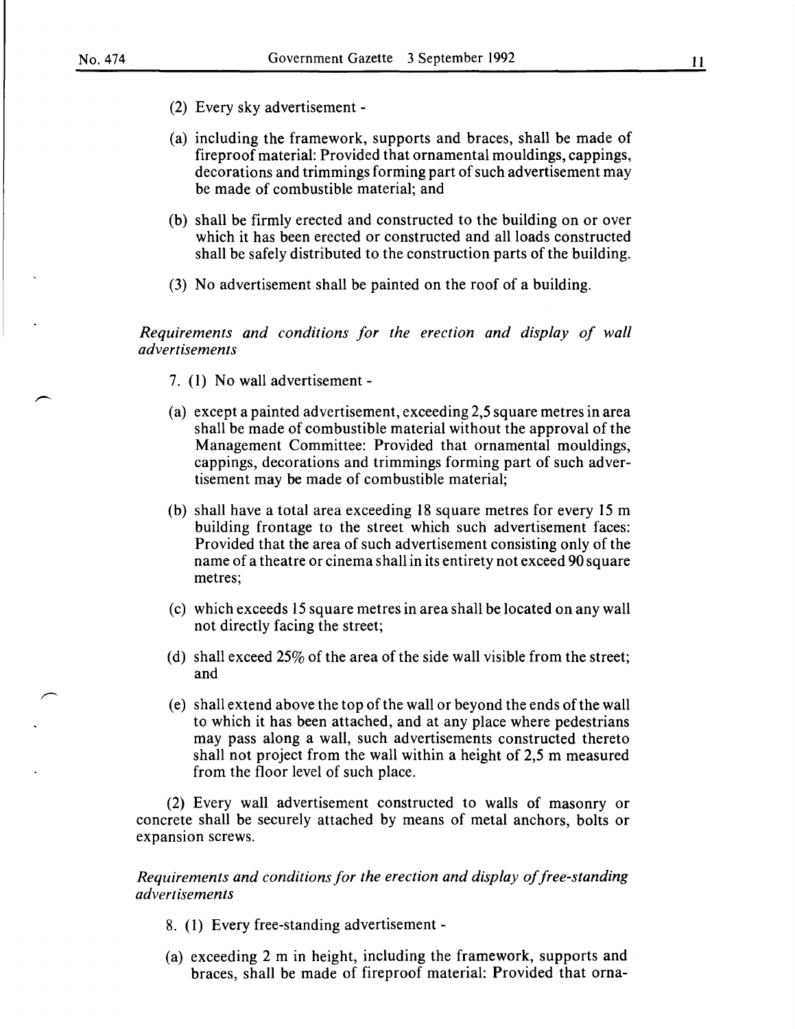(2) Every sky advertisement -

(a) including the framework, supports and braces, shall be made of fireproof material: Provided that ornamental mouldings, cappings, decorations and trimmings forming part of such advertisement may be made of combustible material; and

(b) shall be firmly erected and constructed to the building on or over which it has been erected or constructed and all loads constructed shall be safely distributed to the construction parts of the building.

(3) No advertisement shall be painted on the roof of a building.

*Requirements and conditions for the erection and display of wall advertisements*

7. (1) No wall advertisement -

(a) except a painted advertisement, exceeding 2,5 square metres in area shall be made of combustible material without the approval of the Management Committee: Provided that ornamental mouldings, cappings, decorations and trimmings forming part of such advertisement may be made of combustible material;

(b) shall have a total area exceeding 18 square metres for every 15 m building frontage to the street which such advertisement faces: Provided that the area of such advertisement consisting only of the name of a theatre or cinema shall in its entirety not exceed 90 square metres;

(c) which exceeds 15 square metres in area shall be located on any wall not directly facing the street;

(d) shall exceed 25% of the area of the side wall visible from the street; and

(e) shall extend above the top of the wall or beyond the ends of the wall to which it has been attached, and at any place where pedestrians may pass along a wall, such advertisements constructed thereto shall not project from the wall within a height of 2,5 m measured from the floor level of such place.

(2) Every wall advertisement constructed to walls of masonry or concrete shall be securely attached by means of metal anchors, bolts or expansion screws.

*Requirements and conditions for the erection and display of free-standing advertisements*

8. (1) Every free-standing advertisement -

(a) exceeding 2 m in height, including the framework, supports and braces, shall be made of fireproof material: Provided that orna-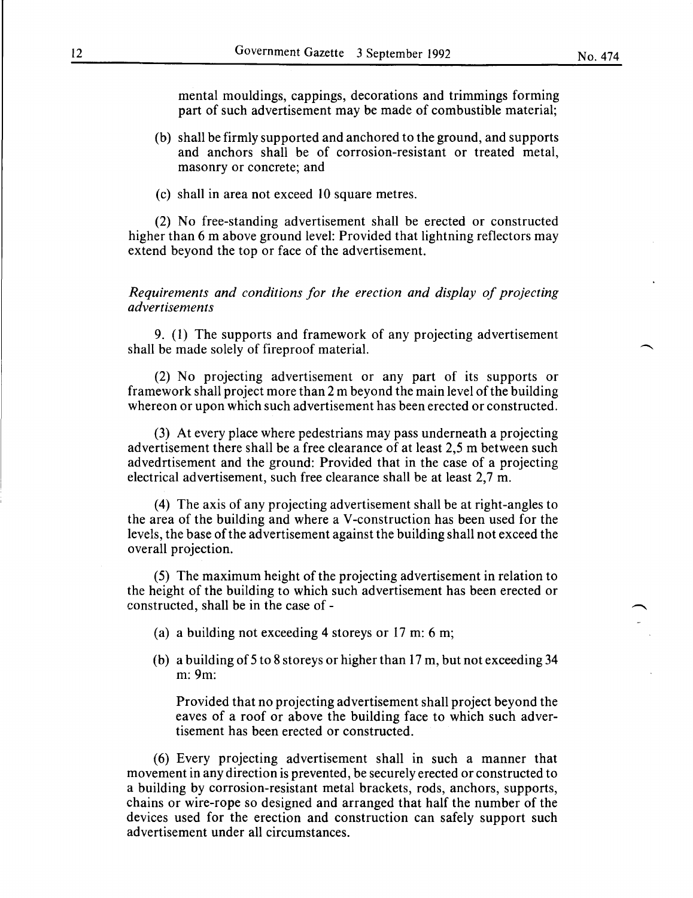mental mouldings, cappings, decorations and trimmings forming part of such advertisement may be made of combustible material;

(b) shall be firmly supported and anchored to the ground, and supports and anchors shall be of corrosion-resistant or treated metal, masonry or concrete; and

(c) shall in area not exceed 10 square metres.

(2) No free-standing advertisement shall be erected or constructed higher than 6 m above ground level: Provided that lightning reflectors may extend beyond the top or face of the advertisement.

*Requirements and conditions for the erection and display of projecting advertisements*

9. (1) The supports and framework of any projecting advertisement shall be made solely of fireproof material.

(2) No projecting advertisement or any part of its supports or framework shall project more than 2 m beyond the main level of the building whereon or upon which such advertisement has been erected or constructed.

(3) At every place where pedestrians may pass underneath a projecting advertisement there shall be a free clearance of at least 2,5 m between such advedrtisement and the ground: Provided that in the case of a projecting electrical advertisement, such free clearance shall be at least 2,7 m.

(4) The axis of any projecting advertisement shall be at right-angles to the area of the building and where a V-construction has been used for the levels, the base of the advertisement against the building shall not exceed the overall projection.

(5) The maximum height of the projecting advertisement in relation to the height of the building to which such advertisement has been erected or constructed, shall be in the case of -

(a) a building not exceeding 4 storeys or 17 m: 6 m;

(b) a building of 5 to 8 storeys or higher than 17 m, but not exceeding 34 m: 9m:

Provided that no projecting advertisement shall project beyond the eaves of a roof or above the building face to which such advertisement has been erected or constructed.

(6) Every projecting advertisement shall in such a manner that movement in any direction is prevented, be securely erected or constructed to a building by corrosion-resistant metal brackets, rods, anchors, supports, chains or wire-rope so designed and arranged that half the number of the devices used for the erection and construction can safely support such advertisement under all circumstances.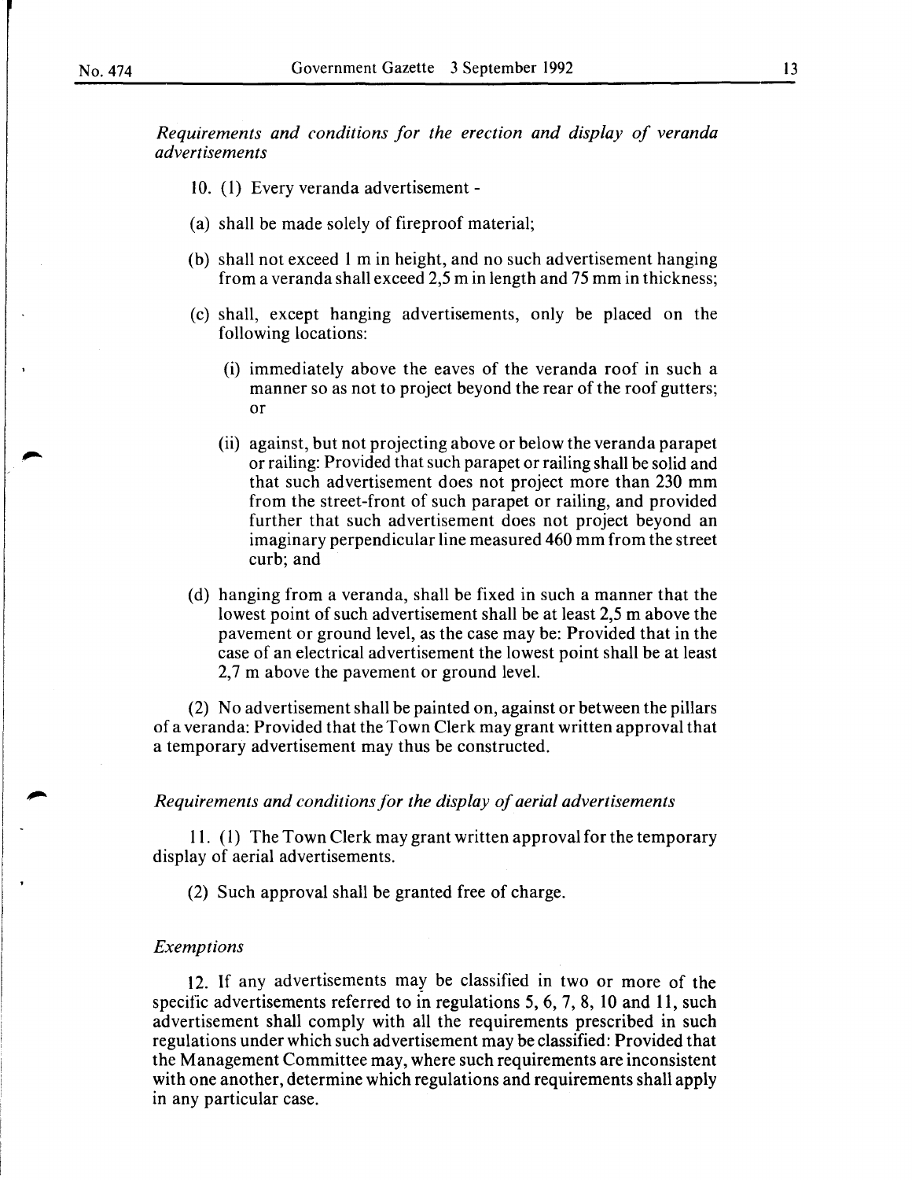*Requirements and conditions for the erection and display of veranda advertisements*

10. (1) Every veranda advertisement -

(a) shall be made solely of fireproof material;

(b) shall not exceed 1 m in height, and no such advertisement hanging from a veranda shall exceed 2,5 m in length and 75 mm in thickness;

(c) shall, except hanging advertisements, only be placed on the following locations:

(i) immediately above the eaves of the veranda roof in such a manner so as not to project beyond the rear of the roof gutters; or

(ii) against, but not projecting above or below the veranda parapet or railing: Provided that such parapet or railing shall be solid and that such advertisement does not project more than 230 mm from the street-front of such parapet or railing, and provided further that such advertisement does not project beyond an imaginary perpendicular line measured 460 mm from the street curb; and

(d) hanging from a veranda, shall be fixed in such a manner that the lowest point of such advertisement shall be at least 2,5 m above the pavement or ground level, as the case may be: Provided that in the case of an electrical advertisement the lowest point shall be at least 2,7 m above the pavement or ground level.

(2) No advertisement shall be painted on, against or between the pillars of a veranda: Provided that the Town Clerk may grant written approval that a temporary advertisement may thus be constructed.

*Requirements and conditions for the display of aerial advertisements*

11. (1) The Town Clerk may grant written approval for the temporary display of aerial advertisements.

(2) Such approval shall be granted free of charge.

*Exemptions*

12. If any advertisements may be classified in two or more of the specific advertisements referred to in regulations 5, 6, 7, 8, 10 and 11, such advertisement shall comply with all the requirements prescribed in such regulations under which such advertisement may be classified: Provided that the Management Committee may, where such requirements are inconsistent with one another, determine which regulations and requirements shall apply in any particular case.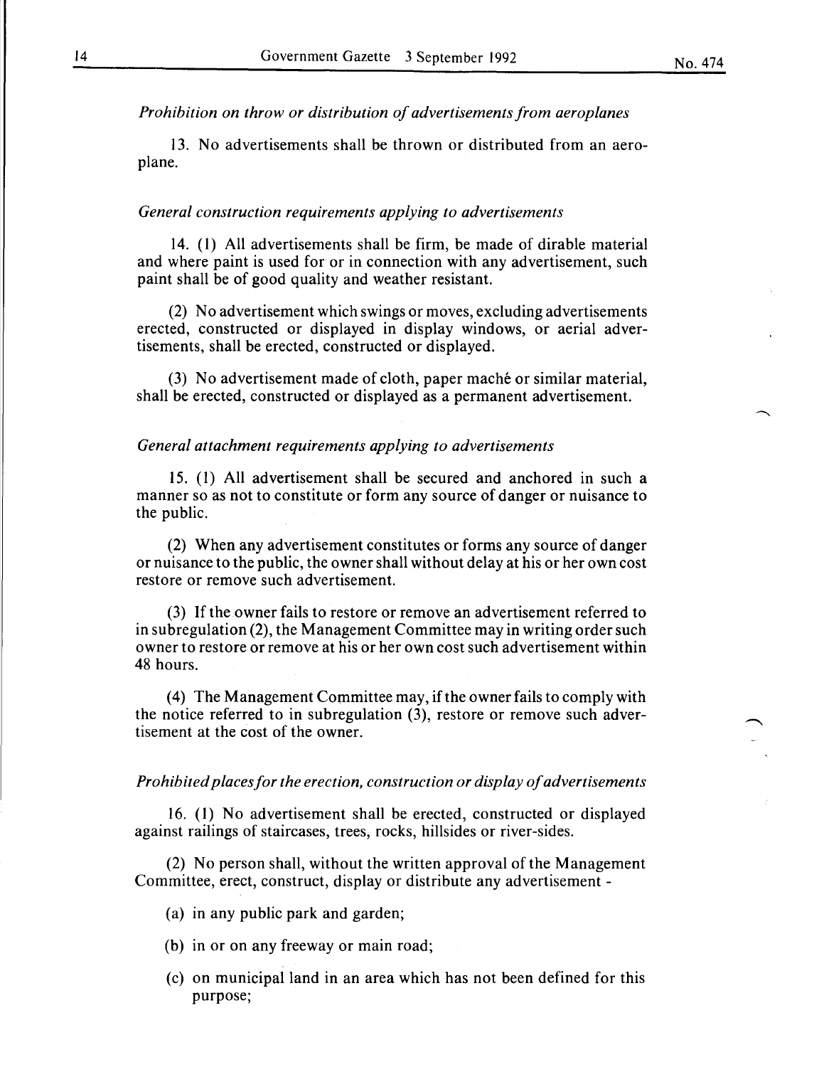*Prohibition on throw or distribution of advertisements from aeroplanes*

13. No advertisements shall be thrown or distributed from an aeroplane.

*General construction requirements applying to advertisements*

14. (1) All advertisements shall be firm, be made of dirable material and where paint is used for or in connection with any advertisement, such paint shall be of good quality and weather resistant.

(2) No advertisement which swings or moves, excluding advertisements erected, constructed or displayed in display windows, or aerial advertisements, shall be erected, constructed or displayed.

(3) No advertisement made of cloth, paper maché or similar material, shall be erected, constructed or displayed as a permanent advertisement.

*General attachment requirements applying to advertisements*

15. (1) All advertisement shall be secured and anchored in such a manner so as not to constitute or form any source of danger or nuisance to the public.

(2) When any advertisement constitutes or forms any source of danger or nuisance to the public, the owner shall without delay at his or her own cost restore or remove such advertisement.

(3) If the owner fails to restore or remove an advertisement referred to in subregulation (2), the Management Committee may in writing order such owner to restore or remove at his or her own cost such advertisement within 48 hours.

(4) The Management Committee may, if the owner fails to comply with the notice referred to in subregulation (3), restore or remove such advertisement at the cost of the owner.

*Prohibited places for the erection, construction or display of advertisements*

16. (1) No advertisement shall be erected, constructed or displayed against railings of staircases, trees, rocks, hillsides or river-sides.

(2) No person shall, without the written approval of the Management Committee, erect, construct, display or distribute any advertisement -

(a) in any public park and garden;

(b) in or on any freeway or main road;

(c) on municipal land in an area which has not been defined for this purpose;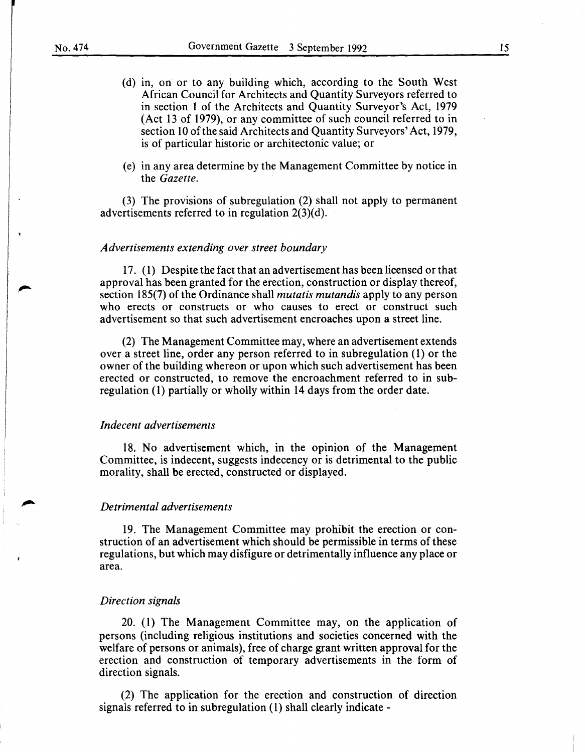(d) in, on or to any building which, according to the South West African Council for Architects and Quantity Surveyors referred to in section 1 of the Architects and Quantity Surveyor's Act, 1979 (Act 13 of 1979), or any committee of such council referred to in section 10 of the said Architects and Quantity Surveyors' Act, 1979, is of particular historic or architectonic value; or

(e) in any area determine by the Management Committee by notice in the *Gazette*.

(3) The provisions of subregulation (2) shall not apply to permanent advertisements referred to in regulation 2(3)(d).

*Advertisements extending over street boundary*

17. (1) Despite the fact that an advertisement has been licensed or that approval has been granted for the erection, construction or display thereof, section 185(7) of the Ordinance shall *mutatis mutandis* apply to any person who erects or constructs or who causes to erect or construct such advertisement so that such advertisement encroaches upon a street line.

(2) The Management Committee may, where an advertisement extends over a street line, order any person referred to in subregulation (1) or the owner of the building whereon or upon which such advertisement has been erected or constructed, to remove the encroachment referred to in subregulation (1) partially or wholly within 14 days from the order date.

*Indecent advertisements*

18. No advertisement which, in the opinion of the Management Committee, is indecent, suggests indecency or is detrimental to the public morality, shall be erected, constructed or displayed.

*Detrimental advertisements*

19. The Management Committee may prohibit the erection or construction of an advertisement which should be permissible in terms of these regulations, but which may disfigure or detrimentally influence any place or area.

*Direction signals*

20. (1) The Management Committee may, on the application of persons (including religious institutions and societies concerned with the welfare of persons or animals), free of charge grant written approval for the erection and construction of temporary advertisements in the form of direction signals.

(2) The application for the erection and construction of direction signals referred to in subregulation (1) shall clearly indicate -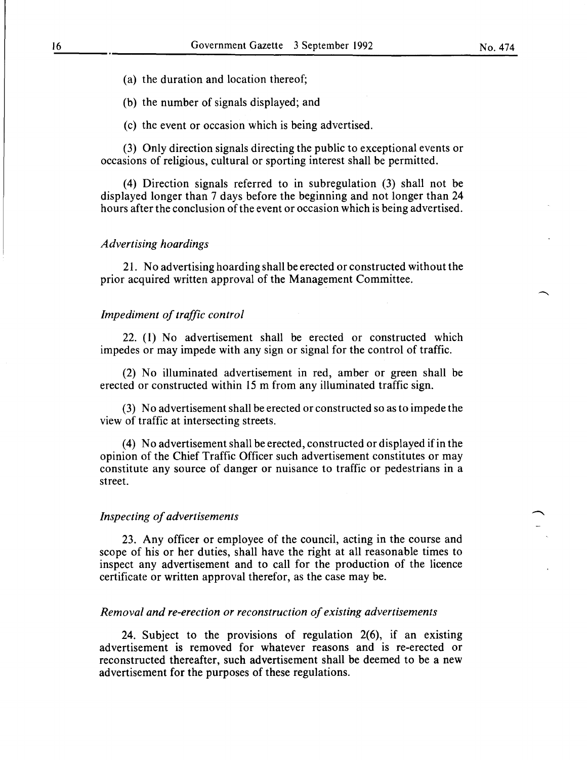(a) the duration and location thereof;

(b) the number of signals displayed; and

(c) the event or occasion which is being advertised.

(3) Only direction signals directing the public to exceptional events or occasions of religious, cultural or sporting interest shall be permitted.

(4) Direction signals referred to in subregulation (3) shall not be displayed longer than 7 days before the beginning and not longer than 24 hours after the conclusion of the event or occasion which is being advertised.

*Advertising hoardings*

21. No advertising hoarding shall be erected or constructed without the prior acquired written approval of the Management Committee.

*Impediment of traffic control*

22. (1) No advertisement shall be erected or constructed which impedes or may impede with any sign or signal for the control of traffic.

(2) No illuminated advertisement in red, amber or green shall be erected or constructed within 15 m from any illuminated traffic sign.

(3) No advertisement shall be erected or constructed so as to impede the view of traffic at intersecting streets.

(4) No advertisement shall be erected, constructed or displayed if in the opinion of the Chief Traffic Officer such advertisement constitutes or may constitute any source of danger or nuisance to traffic or pedestrians in a street.

*Inspecting of advertisements*

23. Any officer or employee of the council, acting in the course and scope of his or her duties, shall have the right at all reasonable times to inspect any advertisement and to call for the production of the licence certificate or written approval therefor, as the case may be.

*Removal and re-erection or reconstruction of existing advertisements*

24. Subject to the provisions of regulation 2(6), if an existing advertisement is removed for whatever reasons and is re-erected or reconstructed thereafter, such advertisement shall be deemed to be a new advertisement for the purposes of these regulations.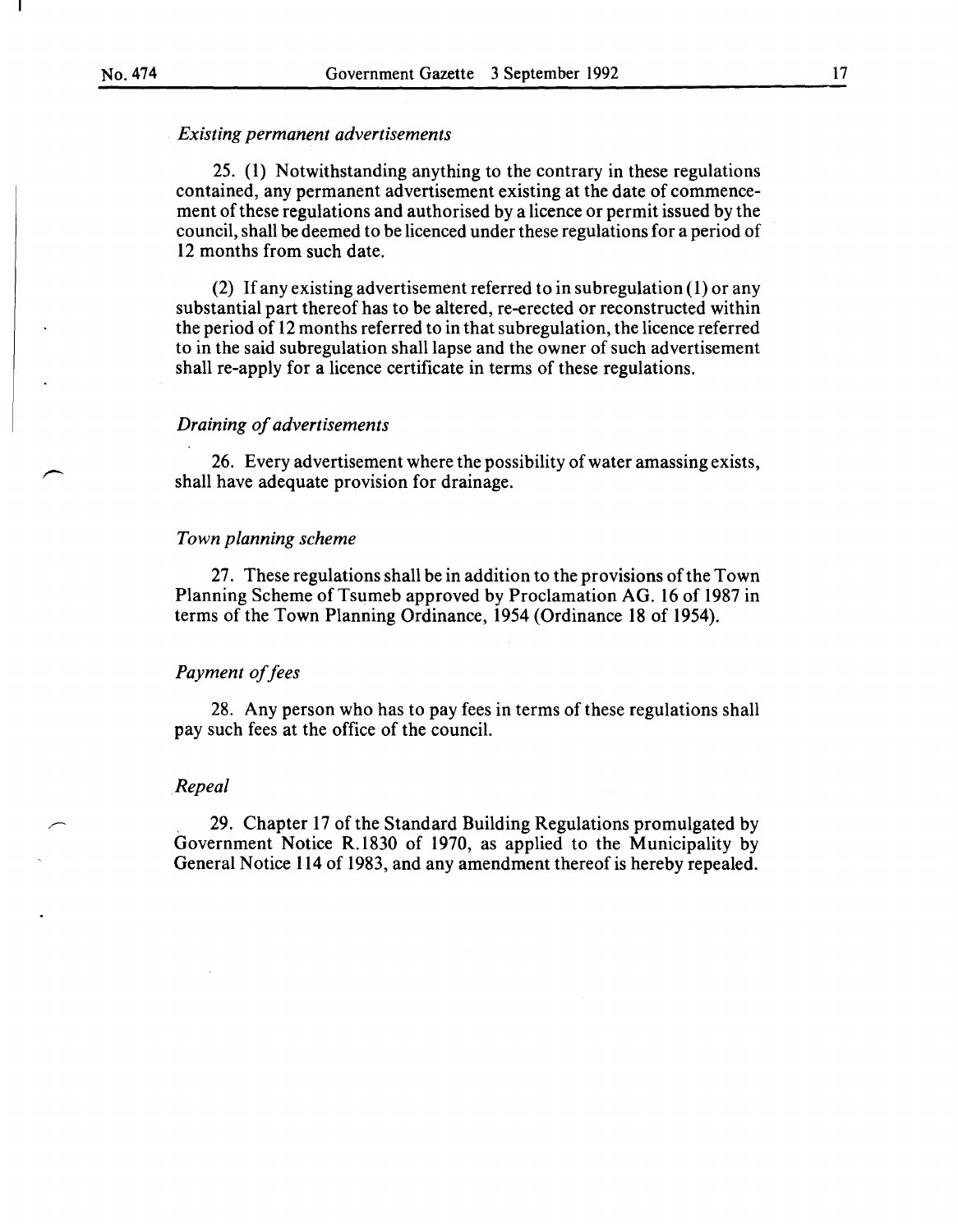*Existing permanent advertisements*

25. (1) Notwithstanding anything to the contrary in these regulations contained, any permanent advertisement existing at the date of commencement of these regulations and authorised by a licence or permit issued by the council, shall be deemed to be licenced under these regulations for a period of 12 months from such date.

(2) If any existing advertisement referred to in subregulation (1) or any substantial part thereof has to be altered, re-erected or reconstructed within the period of 12 months referred to in that subregulation, the licence referred to in the said subregulation shall lapse and the owner of such advertisement shall re-apply for a licence certificate in terms of these regulations.

*Draining of advertisements*

26. Every advertisement where the possibility of water amassing exists, shall have adequate provision for drainage.

*Town planning scheme*

27. These regulations shall be in addition to the provisions of the Town Planning Scheme of Tsumeb approved by Proclamation AG. 16 of 1987 in terms of the Town Planning Ordinance, 1954 (Ordinance 18 of 1954).

*Payment of fees*

28. Any person who has to pay fees in terms of these regulations shall pay such fees at the office of the council.

*Repeal*

29. Chapter 17 of the Standard Building Regulations promulgated by Government Notice R.1830 of 1970, as applied to the Municipality by General Notice 114 of 1983, and any amendment thereof is hereby repealed.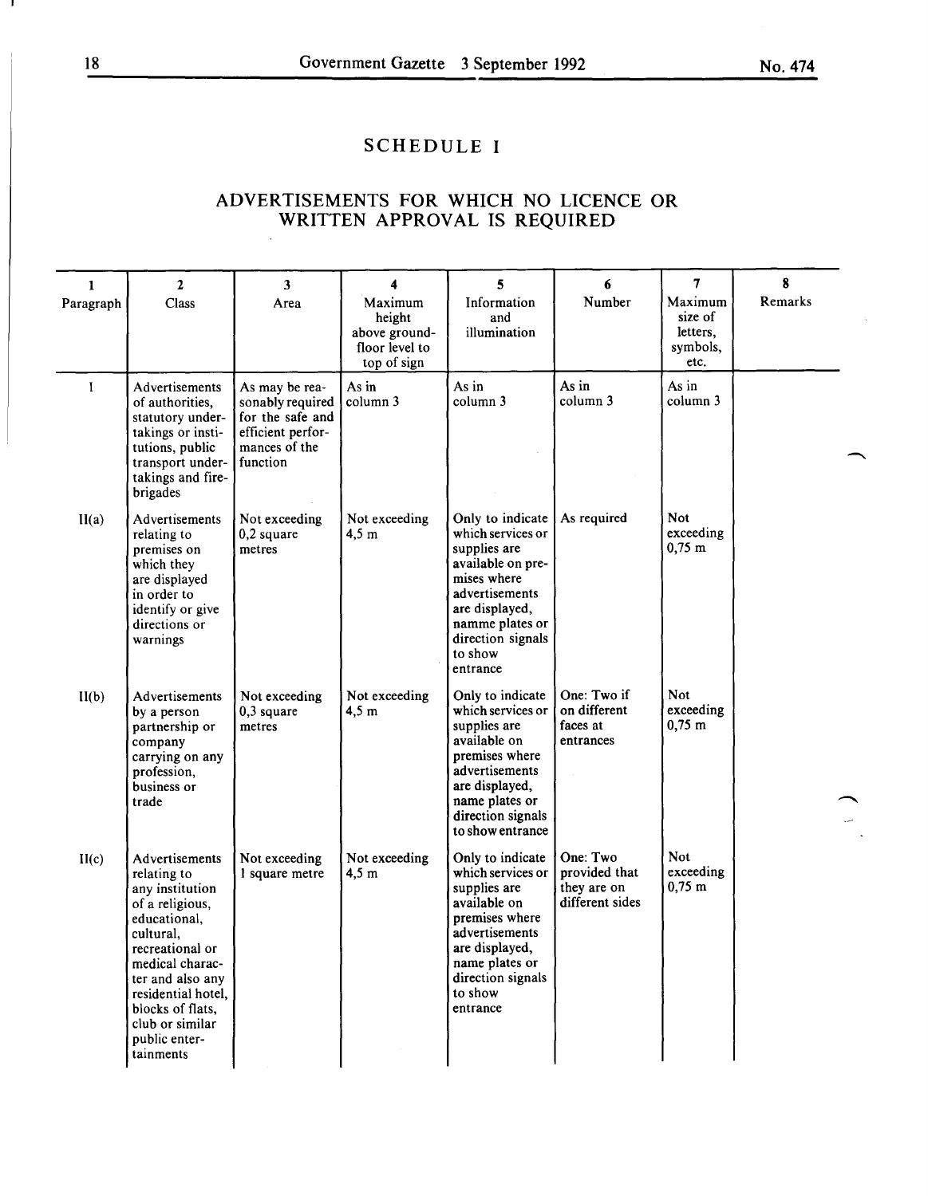# SCHEDULE I

## ADVERTISEMENTS FOR WHICH NO LICENCE OR WRITTEN APPROVAL IS REQUIRED

| 1<br>Paragraph | 2<br>Class | 3<br>Area | 4<br>Maximum height above ground-floor level to top of sign | 5<br>Information and illumination | 6<br>Number | 7<br>Maximum size of letters, symbols, etc. | 8<br>Remarks |
|---|---|---|---|---|---|---|---|
| I | Advertisements of authorities, statutory undertakings or institutions, public transport undertakings and fire-brigades | As may be reasonably required for the safe and efficient performances of the function | As in column 3 | As in column 3 | As in column 3 | As in column 3 | |
| II(a) | Advertisements relating to premises on which they are displayed in order to identify or give directions or warnings | Not exceeding 0,2 square metres | Not exceeding 4,5 m | Only to indicate which services or supplies are available on premises where advertisements are displayed, namme plates or direction signals to show entrance | As required | Not exceeding 0,75 m | |
| II(b) | Advertisements by a person partnership or company carrying on any profession, business or trade | Not exceeding 0,3 square metres | Not exceeding 4,5 m | Only to indicate which services or supplies are available on premises where advertisements are displayed, name plates or direction signals to show entrance | One: Two if on different faces at entrances | Not exceeding 0,75 m | |
| II(c) | Advertisements relating to any institution of a religious, educational, cultural, recreational or medical character and also any residential hotel, blocks of flats, club or similar public entertainments | Not exceeding 1 square metre | Not exceeding 4,5 m | Only to indicate which services or supplies are available on premises where advertisements are displayed, name plates or direction signals to show entrance | One: Two provided that they are on different sides | Not exceeding 0,75 m | |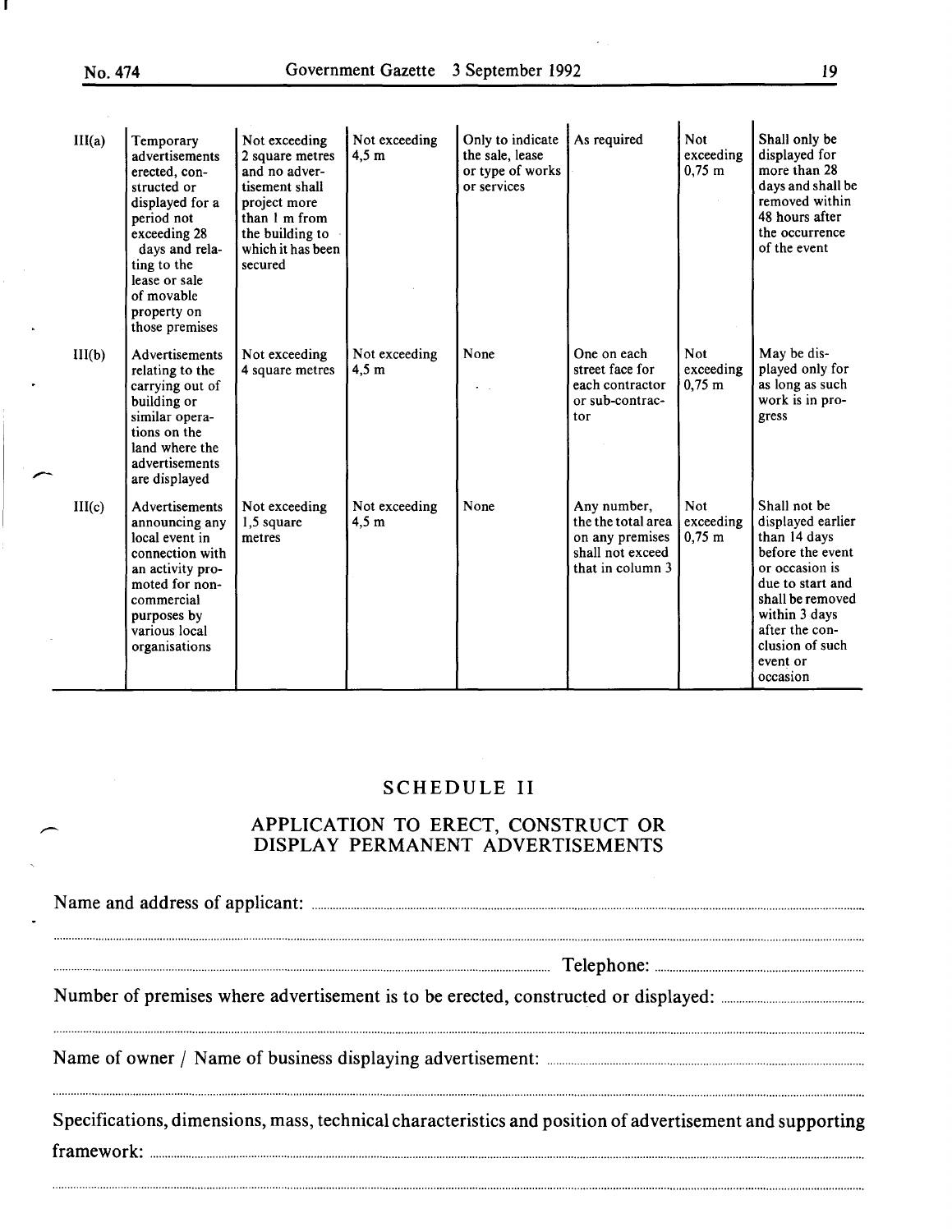| | | | | | | | |
|---|---|---|---|---|---|---|---|
| III(a) | Temporary advertisements erected, constructed or displayed for a period not exceeding 28 days and relating to the lease or sale of movable property on those premises | Not exceeding 2 square metres and no advertisement shall project more than 1 m from the building to which it has been secured | Not exceeding 4,5 m | Only to indicate the sale, lease or type of works or services | As required | Not exceeding 0,75 m | Shall only be displayed for more than 28 days and shall be removed within 48 hours after the occurrence of the event |
| III(b) | Advertisements relating to the carrying out of building or similar operations on the land where the advertisements are displayed | Not exceeding 4 square metres | Not exceeding 4,5 m | None | One on each street face for each contractor or sub-contractor | Not exceeding 0,75 m | May be displayed only for as long as such work is in progress |
| III(c) | Advertisements announcing any local event in connection with an activity promoted for non-commercial purposes by various local organisations | Not exceeding 1,5 square metres | Not exceeding 4,5 m | None | Any number, the the total area on any premises shall not exceed that in column 3 | Not exceeding 0,75 m | Shall not be displayed earlier than 14 days before the event or occasion is due to start and shall be removed within 3 days after the conclusion of such event or occasion |

## SCHEDULE II

### APPLICATION TO ERECT, CONSTRUCT OR DISPLAY PERMANENT ADVERTISEMENTS

Name and address of applicant: ..........................................................................

..........................................................................................................................

.................................................................................. Telephone: ......................

Number of premises where advertisement is to be erected, constructed or displayed: ..........................

..........................................................................................................................

Name of owner / Name of business displaying advertisement: ..........................................

..........................................................................................................................

Specifications, dimensions, mass, technical characteristics and position of advertisement and supporting framework: ..........................................................................................................

..........................................................................................................................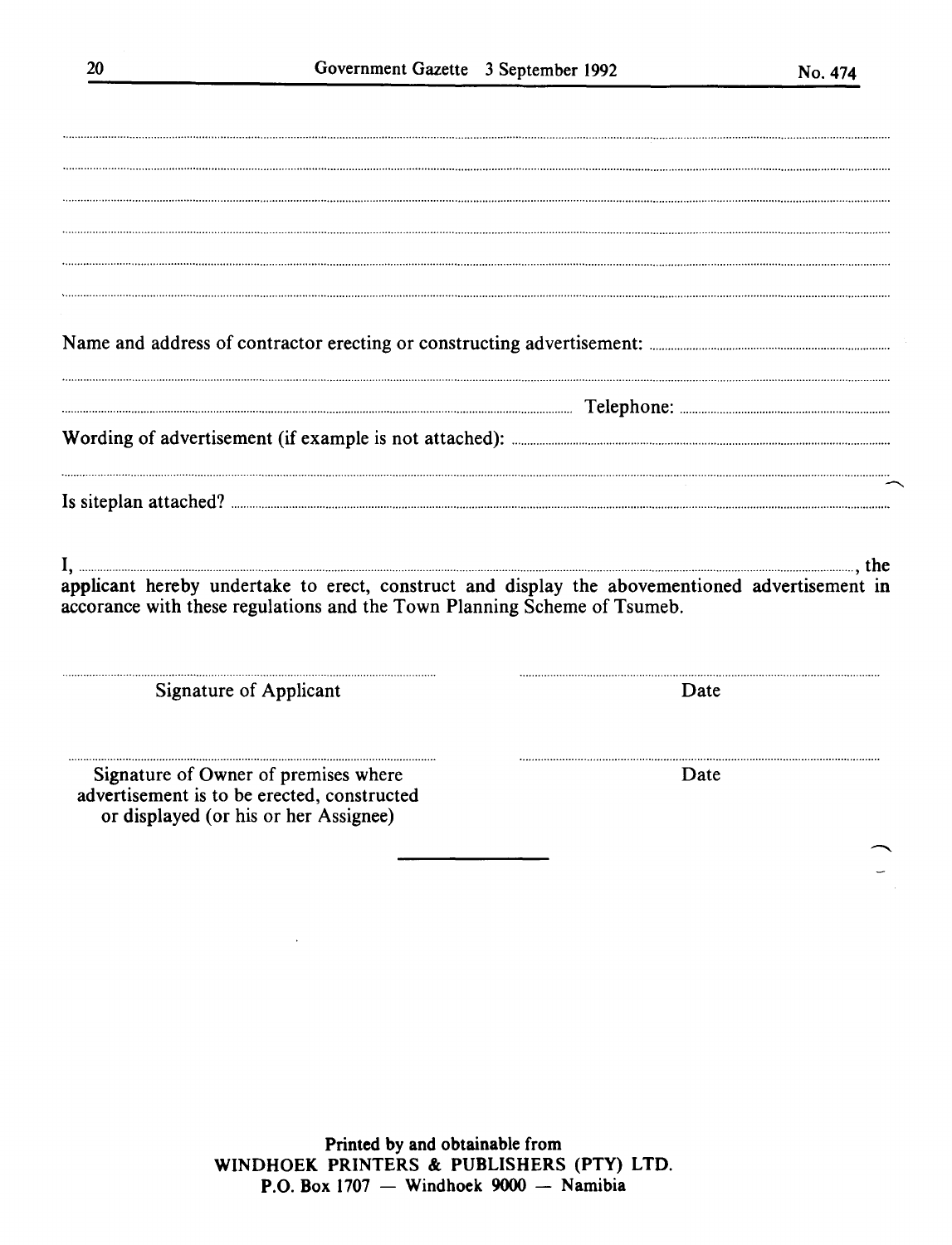............................................................................................................................................................................................................

............................................................................................................................................................................................................

............................................................................................................................................................................................................

............................................................................................................................................................................................................

............................................................................................................................................................................................................

............................................................................................................................................................................................................

Name and address of contractor erecting or constructing advertisement: ..............................................

............................................................................................................................................................................................................

.................................................................................................................................... Telephone: ..................................................

Wording of advertisement (if example is not attached): ...................................................................

............................................................................................................................................................................................................

Is siteplan attached? ...............................................................................................................................................

I, ........................................................................................................................................................................, the applicant hereby undertake to erect, construct and display the abovementioned advertisement in accorance with these regulations and the Town Planning Scheme of Tsumeb.

| | |
|---|---|
| ............................................................ | ............................................................ |
| Signature of Applicant | Date |
| ............................................................ | ............................................................ |
| Signature of Owner of premises where advertisement is to be erected, constructed or displayed (or his or her Assignee) | Date |

---

**Printed by and obtainable from**
**WINDHOEK PRINTERS & PUBLISHERS (PTY) LTD.**
**P.O. Box 1707 — Windhoek 9000 — Namibia**